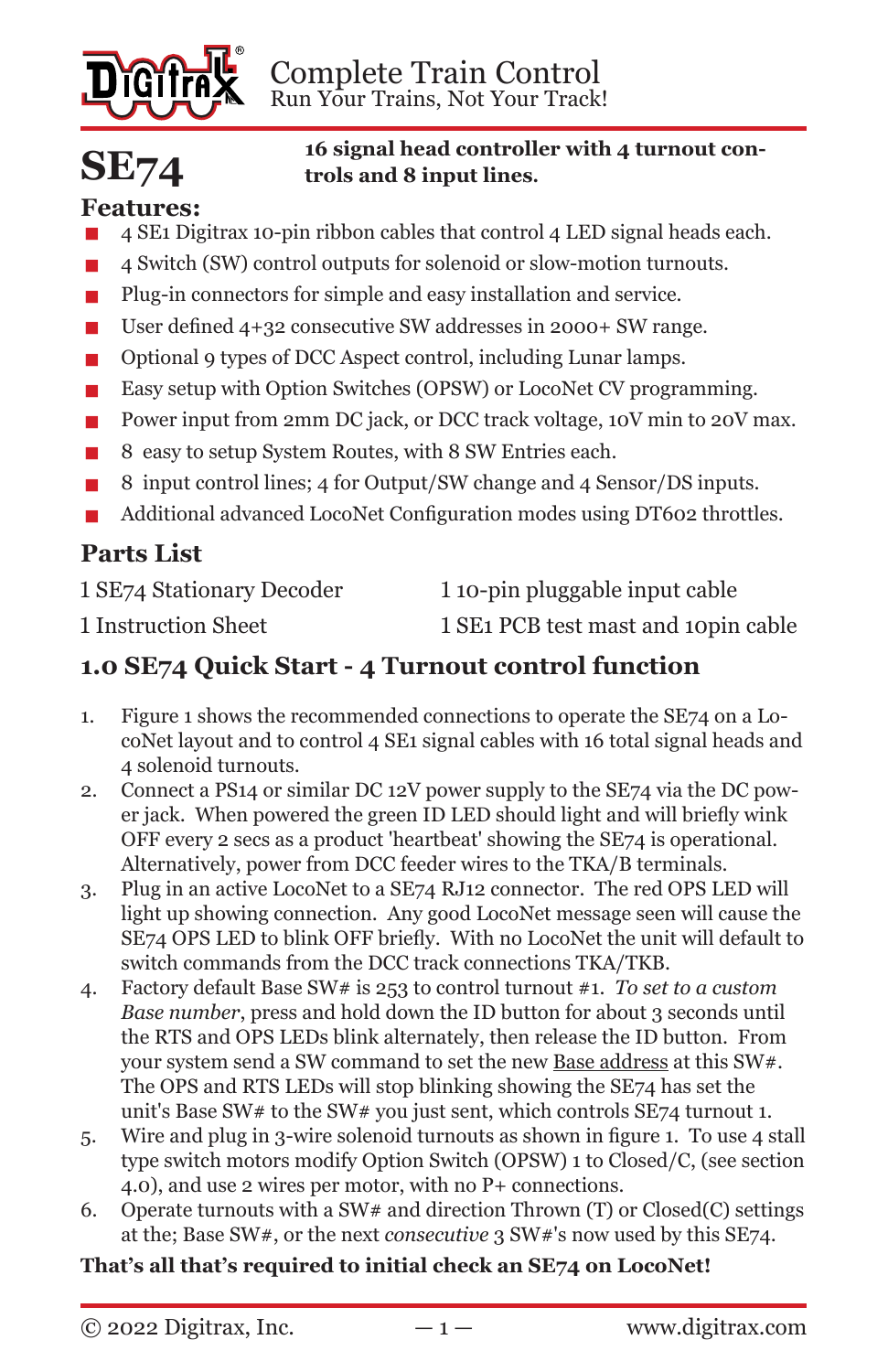Complete Train Control
Run Your Trains, Not Your Track!

# SE74

**16 signal head controller with 4 turnout controls and 8 input lines.**

## Features:

- 4 SE1 Digitrax 10-pin ribbon cables that control 4 LED signal heads each.
- 4 Switch (SW) control outputs for solenoid or slow-motion turnouts.
- Plug-in connectors for simple and easy installation and service.
- User defined 4+32 consecutive SW addresses in 2000+ SW range.
- Optional 9 types of DCC Aspect control, including Lunar lamps.
- Easy setup with Option Switches (OPSW) or LocoNet CV programming.
- Power input from 2mm DC jack, or DCC track voltage, 10V min to 20V max.
- 8 easy to setup System Routes, with 8 SW Entries each.
- 8 input control lines; 4 for Output/SW change and 4 Sensor/DS inputs.
- Additional advanced LocoNet Configuration modes using DT602 throttles.

## Parts List

| | |
|---|---|
| 1 SE74 Stationary Decoder | 1 10-pin pluggable input cable |
| 1 Instruction Sheet | 1 SE1 PCB test mast and 10pin cable |

## 1.0 SE74 Quick Start - 4 Turnout control function

1. Figure 1 shows the recommended connections to operate the SE74 on a LocoNet layout and to control 4 SE1 signal cables with 16 total signal heads and 4 solenoid turnouts.
2. Connect a PS14 or similar DC 12V power supply to the SE74 via the DC power jack. When powered the green ID LED should light and will briefly wink OFF every 2 secs as a product 'heartbeat' showing the SE74 is operational. Alternatively, power from DCC feeder wires to the TKA/B terminals.
3. Plug in an active LocoNet to a SE74 RJ12 connector. The red OPS LED will light up showing connection. Any good LocoNet message seen will cause the SE74 OPS LED to blink OFF briefly. With no LocoNet the unit will default to switch commands from the DCC track connections TKA/TKB.
4. Factory default Base SW# is 253 to control turnout #1. *To set to a custom Base number*, press and hold down the ID button for about 3 seconds until the RTS and OPS LEDs blink alternately, then release the ID button. From your system send a SW command to set the new <u>Base address</u> at this SW#. The OPS and RTS LEDs will stop blinking showing the SE74 has set the unit's Base SW# to the SW# you just sent, which controls SE74 turnout 1.
5. Wire and plug in 3-wire solenoid turnouts as shown in figure 1. To use 4 stall type switch motors modify Option Switch (OPSW) 1 to Closed/C, (see section 4.0), and use 2 wires per motor, with no P+ connections.
6. Operate turnouts with a SW# and direction Thrown (T) or Closed(C) settings at the; Base SW#, or the next *consecutive* 3 SW#'s now used by this SE74.

**That's all that's required to initial check an SE74 on LocoNet!**

© 2022 Digitrax, Inc. www.digitrax.com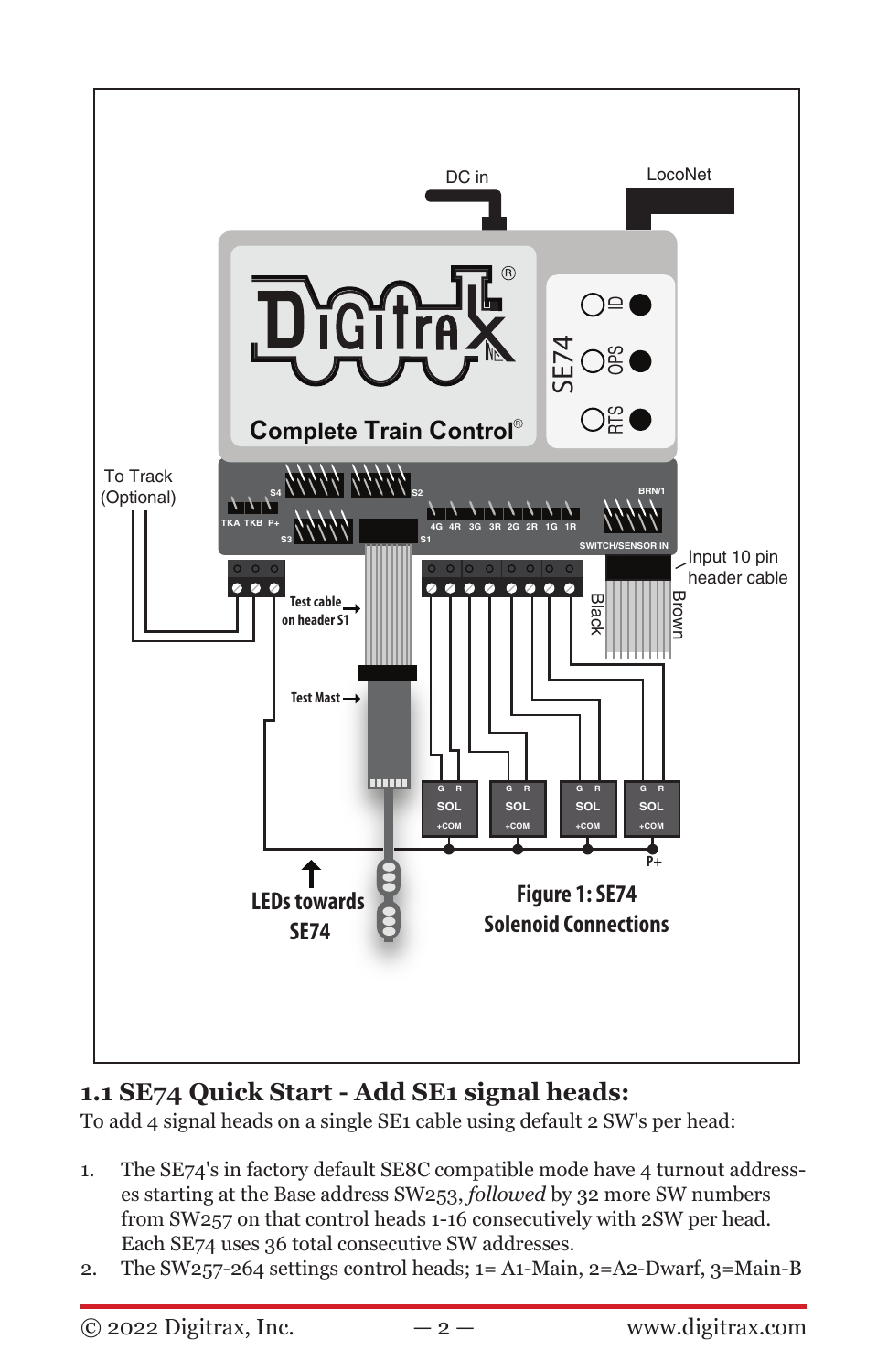Figure 1: SE74 Solenoid Connections

## 1.1 SE74 Quick Start - Add SE1 signal heads:

To add 4 signal heads on a single SE1 cable using default 2 SW's per head:

1. The SE74's in factory default SE8C compatible mode have 4 turnout addresses starting at the Base address SW253, *followed* by 32 more SW numbers from SW257 on that control heads 1-16 consecutively with 2SW per head. Each SE74 uses 36 total consecutive SW addresses.
2. The SW257-264 settings control heads; 1= A1-Main, 2=A2-Dwarf, 3=Main-B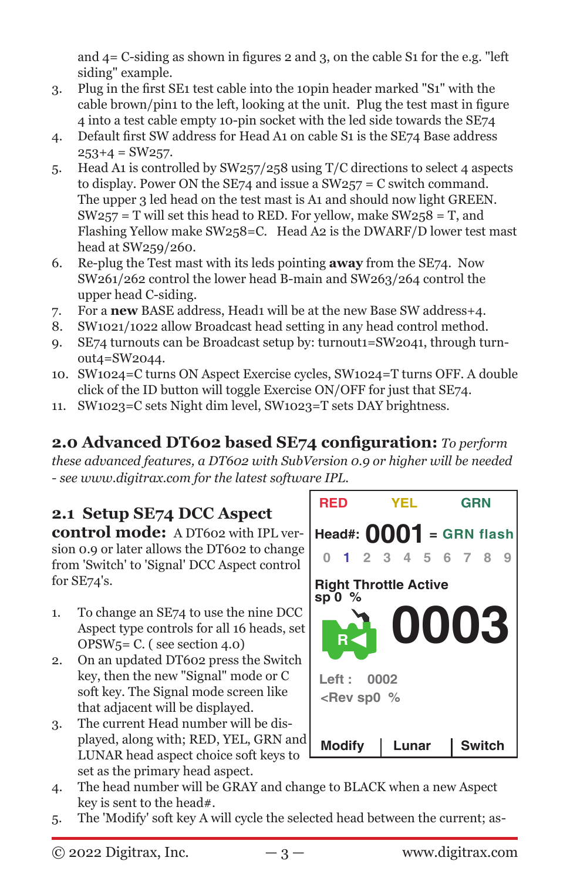and 4= C-siding as shown in figures 2 and 3, on the cable S1 for the e.g. "left siding" example.

3. Plug in the first SE1 test cable into the 10pin header marked "S1" with the cable brown/pin1 to the left, looking at the unit. Plug the test mast in figure 4 into a test cable empty 10-pin socket with the led side towards the SE74
4. Default first SW address for Head A1 on cable S1 is the SE74 Base address 253+4 = SW257.
5. Head A1 is controlled by SW257/258 using T/C directions to select 4 aspects to display. Power ON the SE74 and issue a SW257 = C switch command. The upper 3 led head on the test mast is A1 and should now light GREEN. SW257 = T will set this head to RED. For yellow, make SW258 = T, and Flashing Yellow make SW258=C. Head A2 is the DWARF/D lower test mast head at SW259/260.
6. Re-plug the Test mast with its leds pointing **away** from the SE74. Now SW261/262 control the lower head B-main and SW263/264 control the upper head C-siding.
7. For a **new** BASE address, Head1 will be at the new Base SW address+4.
8. SW1021/1022 allow Broadcast head setting in any head control method.
9. SE74 turnouts can be Broadcast setup by: turnout1=SW2041, through turnout4=SW2044.
10. SW1024=C turns ON Aspect Exercise cycles, SW1024=T turns OFF. A double click of the ID button will toggle Exercise ON/OFF for just that SE74.
11. SW1023=C sets Night dim level, SW1023=T sets DAY brightness.

## 2.0 Advanced DT602 based SE74 configuration:

*To perform these advanced features, a DT602 with SubVersion 0.9 or higher will be needed - see www.digitrax.com for the latest software IPL.*

### 2.1 Setup SE74 DCC Aspect control mode:

A DT602 with IPL version 0.9 or later allows the DT602 to change from 'Switch' to 'Signal' DCC Aspect control for SE74's.

1. To change an SE74 to use the nine DCC Aspect type controls for all 16 heads, set OPSW5= C. ( see section 4.0)
2. On an updated DT602 press the Switch key, then the new "Signal" mode or C soft key. The Signal mode screen like that adjacent will be displayed.
3. The current Head number will be displayed, along with; RED, YEL, GRN and LUNAR head aspect choice soft keys to set as the primary head aspect.
4. The head number will be GRAY and change to BLACK when a new Aspect key is sent to the head#.
5. The 'Modify' soft key A will cycle the selected head between the current; as-

RED YEL GRN
Head#: 0001 = GRN flash
0 1 2 3 4 5 6 7 8 9
Right Throttle Active
sp 0 %
R 0003
Left : 0002
<Rev sp0 %
Modify | Lunar | Switch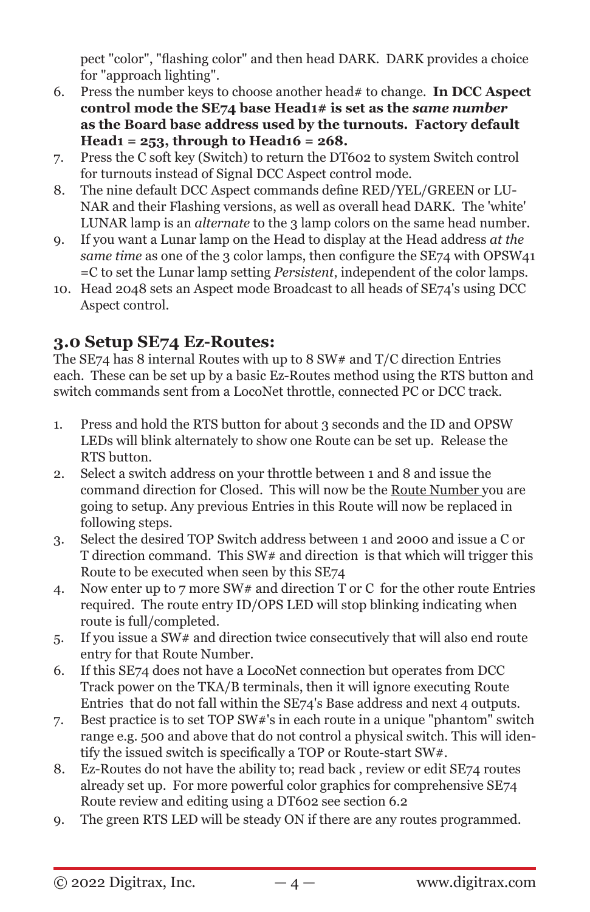pect "color", "flashing color" and then head DARK. DARK provides a choice for "approach lighting".

6. Press the number keys to choose another head# to change. **In DCC Aspect control mode the SE74 base Head1# is set as the *same number* as the Board base address used by the turnouts. Factory default Head1 = 253, through to Head16 = 268.**
7. Press the C soft key (Switch) to return the DT602 to system Switch control for turnouts instead of Signal DCC Aspect control mode.
8. The nine default DCC Aspect commands define RED/YEL/GREEN or LUNAR and their Flashing versions, as well as overall head DARK. The 'white' LUNAR lamp is an *alternate* to the 3 lamp colors on the same head number.
9. If you want a Lunar lamp on the Head to display at the Head address *at the same time* as one of the 3 color lamps, then configure the SE74 with OPSW41 =C to set the Lunar lamp setting *Persistent*, independent of the color lamps.
10. Head 2048 sets an Aspect mode Broadcast to all heads of SE74's using DCC Aspect control.

## 3.0 Setup SE74 Ez-Routes:

The SE74 has 8 internal Routes with up to 8 SW# and T/C direction Entries each. These can be set up by a basic Ez-Routes method using the RTS button and switch commands sent from a LocoNet throttle, connected PC or DCC track.

1. Press and hold the RTS button for about 3 seconds and the ID and OPSW LEDs will blink alternately to show one Route can be set up. Release the RTS button.
2. Select a switch address on your throttle between 1 and 8 and issue the command direction for Closed. This will now be the <u>Route Number</u> you are going to setup. Any previous Entries in this Route will now be replaced in following steps.
3. Select the desired TOP Switch address between 1 and 2000 and issue a C or T direction command. This SW# and direction is that which will trigger this Route to be executed when seen by this SE74
4. Now enter up to 7 more SW# and direction T or C for the other route Entries required. The route entry ID/OPS LED will stop blinking indicating when route is full/completed.
5. If you issue a SW# and direction twice consecutively that will also end route entry for that Route Number.
6. If this SE74 does not have a LocoNet connection but operates from DCC Track power on the TKA/B terminals, then it will ignore executing Route Entries that do not fall within the SE74's Base address and next 4 outputs.
7. Best practice is to set TOP SW#'s in each route in a unique "phantom" switch range e.g. 500 and above that do not control a physical switch. This will identify the issued switch is specifically a TOP or Route-start SW#.
8. Ez-Routes do not have the ability to; read back , review or edit SE74 routes already set up. For more powerful color graphics for comprehensive SE74 Route review and editing using a DT602 see section 6.2
9. The green RTS LED will be steady ON if there are any routes programmed.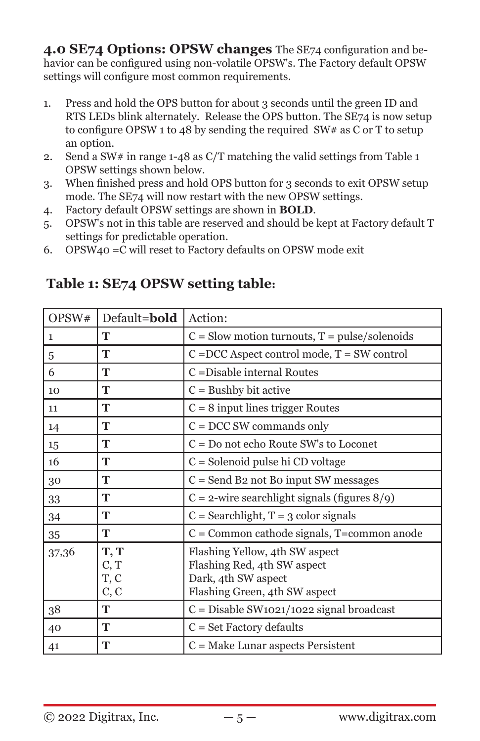## 4.0 SE74 Options: OPSW changes

The SE74 configuration and behavior can be configured using non-volatile OPSW's. The Factory default OPSW settings will configure most common requirements.

1. Press and hold the OPS button for about 3 seconds until the green ID and RTS LEDs blink alternately. Release the OPS button. The SE74 is now setup to configure OPSW 1 to 48 by sending the required SW# as C or T to setup an option.
2. Send a SW# in range 1-48 as C/T matching the valid settings from Table 1 OPSW settings shown below.
3. When finished press and hold OPS button for 3 seconds to exit OPSW setup mode. The SE74 will now restart with the new OPSW settings.
4. Factory default OPSW settings are shown in **BOLD**.
5. OPSW's not in this table are reserved and should be kept at Factory default T settings for predictable operation.
6. OPSW40 =C will reset to Factory defaults on OPSW mode exit

### Table 1: SE74 OPSW setting table:

| OPSW# | Default=**bold** | Action: |
|---|---|---|
| 1 | **T** | C = Slow motion turnouts, T = pulse/solenoids |
| 5 | **T** | C =DCC Aspect control mode, T = SW control |
| 6 | **T** | C =Disable internal Routes |
| 10 | **T** | C = Bushby bit active |
| 11 | **T** | C = 8 input lines trigger Routes |
| 14 | **T** | C = DCC SW commands only |
| 15 | **T** | C = Do not echo Route SW's to Loconet |
| 16 | **T** | C = Solenoid pulse hi CD voltage |
| 30 | **T** | C = Send B2 not B0 input SW messages |
| 33 | **T** | C = 2-wire searchlight signals (figures 8/9) |
| 34 | **T** | C = Searchlight, T = 3 color signals |
| 35 | **T** | C = Common cathode signals, T=common anode |
| 37,36 | **T, T**<br>C, T<br>T, C<br>C, C | Flashing Yellow, 4th SW aspect<br>Flashing Red, 4th SW aspect<br>Dark, 4th SW aspect<br>Flashing Green, 4th SW aspect |
| 38 | **T** | C = Disable SW1021/1022 signal broadcast |
| 40 | **T** | C = Set Factory defaults |
| 41 | **T** | C = Make Lunar aspects Persistent |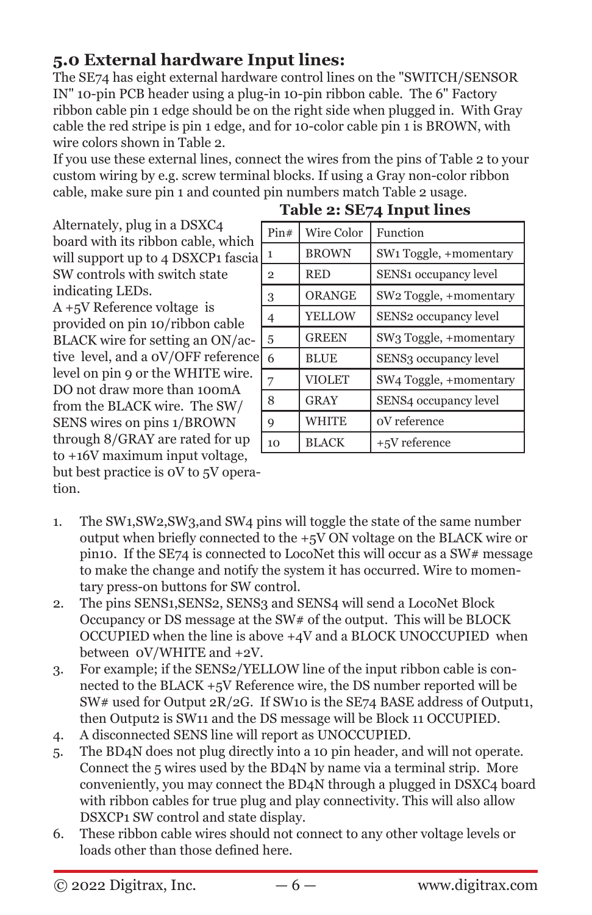## 5.0 External hardware Input lines:

The SE74 has eight external hardware control lines on the "SWITCH/SENSOR IN" 10-pin PCB header using a plug-in 10-pin ribbon cable. The 6" Factory ribbon cable pin 1 edge should be on the right side when plugged in. With Gray cable the red stripe is pin 1 edge, and for 10-color cable pin 1 is BROWN, with wire colors shown in Table 2.

If you use these external lines, connect the wires from the pins of Table 2 to your custom wiring by e.g. screw terminal blocks. If using a Gray non-color ribbon cable, make sure pin 1 and counted pin numbers match Table 2 usage.

Alternately, plug in a DSXC4 board with its ribbon cable, which will support up to 4 DSXCP1 fascia SW controls with switch state indicating LEDs.

A +5V Reference voltage is provided on pin 10/ribbon cable BLACK wire for setting an ON/active level, and a 0V/OFF reference level on pin 9 or the WHITE wire. DO not draw more than 100mA from the BLACK wire. The SW/SENS wires on pins 1/BROWN through 8/GRAY are rated for up to +16V maximum input voltage, but best practice is 0V to 5V operation.

**Table 2: SE74 Input lines**

| Pin# | Wire Color | Function |
|---|---|---|
| 1 | BROWN | SW1 Toggle, +momentary |
| 2 | RED | SENS1 occupancy level |
| 3 | ORANGE | SW2 Toggle, +momentary |
| 4 | YELLOW | SENS2 occupancy level |
| 5 | GREEN | SW3 Toggle, +momentary |
| 6 | BLUE | SENS3 occupancy level |
| 7 | VIOLET | SW4 Toggle, +momentary |
| 8 | GRAY | SENS4 occupancy level |
| 9 | WHITE | 0V reference |
| 10 | BLACK | +5V reference |

1. The SW1,SW2,SW3,and SW4 pins will toggle the state of the same number output when briefly connected to the +5V ON voltage on the BLACK wire or pin10. If the SE74 is connected to LocoNet this will occur as a SW# message to make the change and notify the system it has occurred. Wire to momentary press-on buttons for SW control.
2. The pins SENS1,SENS2, SENS3 and SENS4 will send a LocoNet Block Occupancy or DS message at the SW# of the output. This will be BLOCK OCCUPIED when the line is above +4V and a BLOCK UNOCCUPIED when between 0V/WHITE and +2V.
3. For example; if the SENS2/YELLOW line of the input ribbon cable is connected to the BLACK +5V Reference wire, the DS number reported will be SW# used for Output 2R/2G. If SW10 is the SE74 BASE address of Output1, then Output2 is SW11 and the DS message will be Block 11 OCCUPIED.
4. A disconnected SENS line will report as UNOCCUPIED.
5. The BD4N does not plug directly into a 10 pin header, and will not operate. Connect the 5 wires used by the BD4N by name via a terminal strip. More conveniently, you may connect the BD4N through a plugged in DSXC4 board with ribbon cables for true plug and play connectivity. This will also allow DSXCP1 SW control and state display.
6. These ribbon cable wires should not connect to any other voltage levels or loads other than those defined here.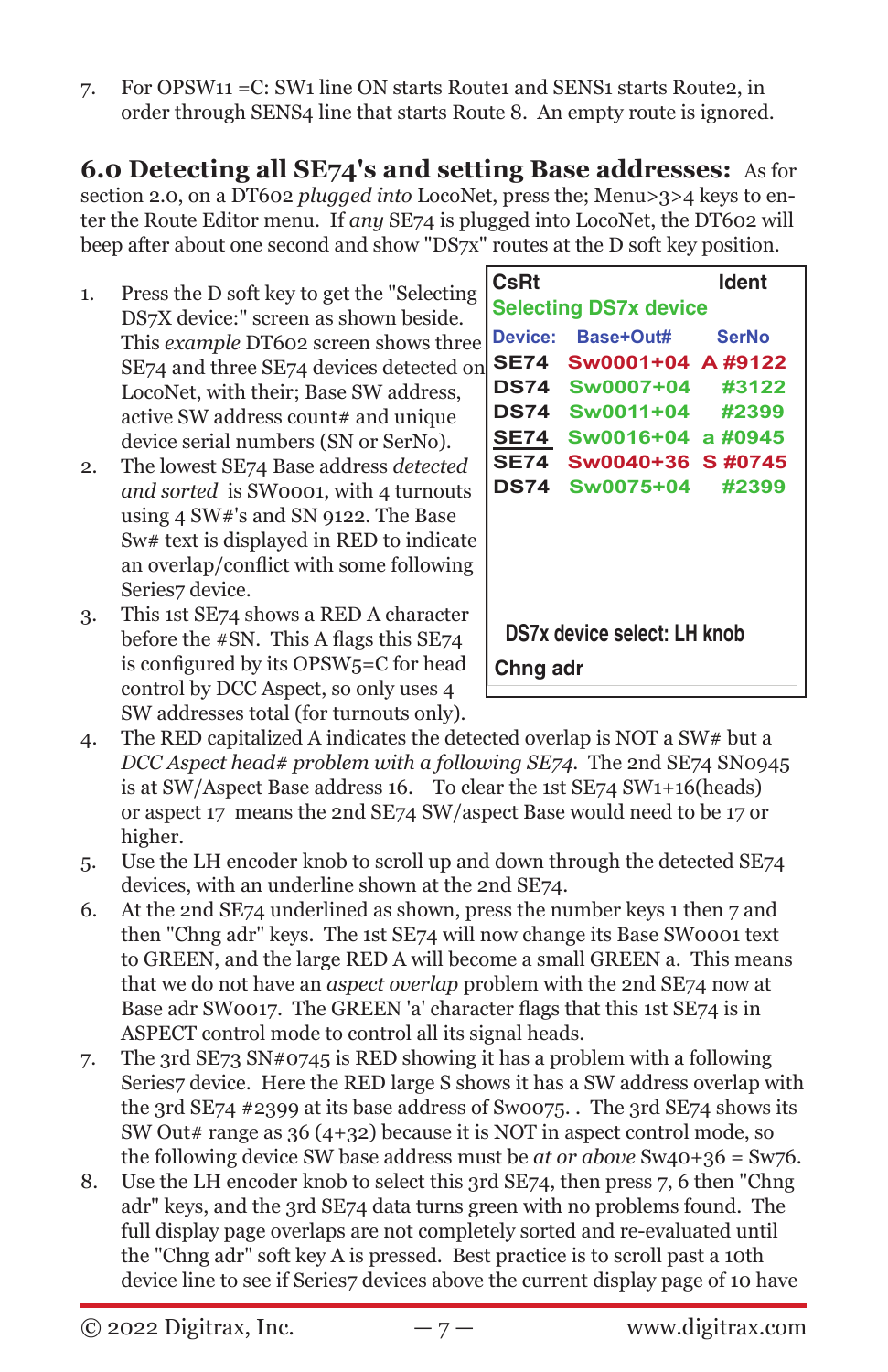7. For OPSW11 =C: SW1 line ON starts Route1 and SENS1 starts Route2, in order through SENS4 line that starts Route 8. An empty route is ignored.

## 6.0 Detecting all SE74's and setting Base addresses:

As for section 2.0, on a DT602 *plugged into* LocoNet, press the; Menu>3>4 keys to enter the Route Editor menu. If *any* SE74 is plugged into LocoNet, the DT602 will beep after about one second and show "DS7x" routes at the D soft key position.

| CsRt | | Ident |
|---|---|---|
| Selecting DS7x device | | |
| Device: | Base+Out# | SerNo |
| SE74 | Sw0001+04 | A #9122 |
| DS74 | Sw0007+04 | #3122 |
| DS74 | Sw0011+04 | #2399 |
| SE74 | Sw0016+04 | a #0945 |
| SE74 | Sw0040+36 | S #0745 |
| DS74 | Sw0075+04 | #2399 |
| DS7x device select: LH knob | | |
| Chng adr | | |

1. Press the D soft key to get the "Selecting DS7X device:" screen as shown beside. This *example* DT602 screen shows three SE74 and three SE74 devices detected on LocoNet, with their; Base SW address, active SW address count# and unique device serial numbers (SN or SerNo).
2. The lowest SE74 Base address *detected and sorted* is SW0001, with 4 turnouts using 4 SW#'s and SN 9122. The Base Sw# text is displayed in RED to indicate an overlap/conflict with some following Series7 device.
3. This 1st SE74 shows a RED A character before the #SN. This A flags this SE74 is configured by its OPSW5=C for head control by DCC Aspect, so only uses 4 SW addresses total (for turnouts only).
4. The RED capitalized A indicates the detected overlap is NOT a SW# but a *DCC Aspect head# problem with a following SE74.* The 2nd SE74 SN0945 is at SW/Aspect Base address 16. To clear the 1st SE74 SW1+16(heads) or aspect 17 means the 2nd SE74 SW/aspect Base would need to be 17 or higher.
5. Use the LH encoder knob to scroll up and down through the detected SE74 devices, with an underline shown at the 2nd SE74.
6. At the 2nd SE74 underlined as shown, press the number keys 1 then 7 and then "Chng adr" keys. The 1st SE74 will now change its Base SW0001 text to GREEN, and the large RED A will become a small GREEN a. This means that we do not have an *aspect overlap* problem with the 2nd SE74 now at Base adr SW0017. The GREEN 'a' character flags that this 1st SE74 is in ASPECT control mode to control all its signal heads.
7. The 3rd SE73 SN#0745 is RED showing it has a problem with a following Series7 device. Here the RED large S shows it has a SW address overlap with the 3rd SE74 #2399 at its base address of Sw0075. . The 3rd SE74 shows its SW Out# range as 36 (4+32) because it is NOT in aspect control mode, so the following device SW base address must be *at or above* Sw40+36 = Sw76.
8. Use the LH encoder knob to select this 3rd SE74, then press 7, 6 then "Chng adr" keys, and the 3rd SE74 data turns green with no problems found. The full display page overlaps are not completely sorted and re-evaluated until the "Chng adr" soft key A is pressed. Best practice is to scroll past a 10th device line to see if Series7 devices above the current display page of 10 have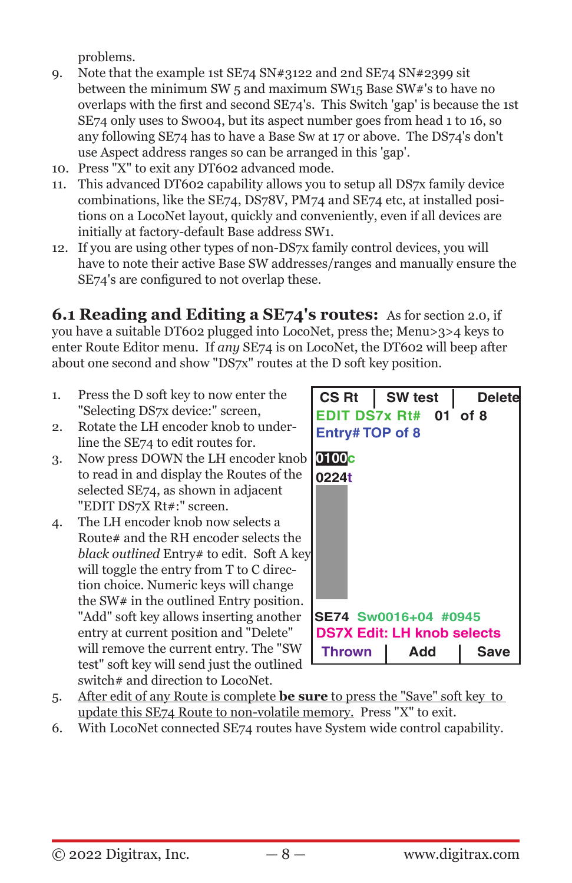problems.

9. Note that the example 1st SE74 SN#3122 and 2nd SE74 SN#2399 sit between the minimum SW 5 and maximum SW15 Base SW#'s to have no overlaps with the first and second SE74's. This Switch 'gap' is because the 1st SE74 only uses to Sw004, but its aspect number goes from head 1 to 16, so any following SE74 has to have a Base Sw at 17 or above. The DS74's don't use Aspect address ranges so can be arranged in this 'gap'.
10. Press "X" to exit any DT602 advanced mode.
11. This advanced DT602 capability allows you to setup all DS7x family device combinations, like the SE74, DS78V, PM74 and SE74 etc, at installed positions on a LocoNet layout, quickly and conveniently, even if all devices are initially at factory-default Base address SW1.
12. If you are using other types of non-DS7x family control devices, you will have to note their active Base SW addresses/ranges and manually ensure the SE74's are configured to not overlap these.

## 6.1 Reading and Editing a SE74's routes:

As for section 2.0, if you have a suitable DT602 plugged into LocoNet, press the; Menu>3>4 keys to enter Route Editor menu. If *any* SE74 is on LocoNet, the DT602 will beep after about one second and show "DS7x" routes at the D soft key position.

1. Press the D soft key to now enter the "Selecting DS7x device:" screen,
2. Rotate the LH encoder knob to underline the SE74 to edit routes for.
3. Now press DOWN the LH encoder knob to read in and display the Routes of the selected SE74, as shown in adjacent "EDIT DS7X Rt#:" screen.
4. The LH encoder knob now selects a Route# and the RH encoder selects the *black outlined* Entry# to edit. Soft A key will toggle the entry from T to C direction choice. Numeric keys will change the SW# in the outlined Entry position. "Add" soft key allows inserting another entry at current position and "Delete" will remove the current entry. The "SW test" soft key will send just the outlined switch# and direction to LocoNet.

```
CS Rt | SW test | Delete
EDIT DS7x Rt#  01 of 8
Entry# TOP of 8
0100c
0224t

SE74 Sw0016+04 #0945
DS7X Edit: LH knob selects
Thrown | Add | Save
```

5. After edit of any Route is complete **be sure** to press the "Save" soft key to update this SE74 Route to non-volatile memory. Press "X" to exit.
6. With LocoNet connected SE74 routes have System wide control capability.

© 2022 Digitrax, Inc. www.digitrax.com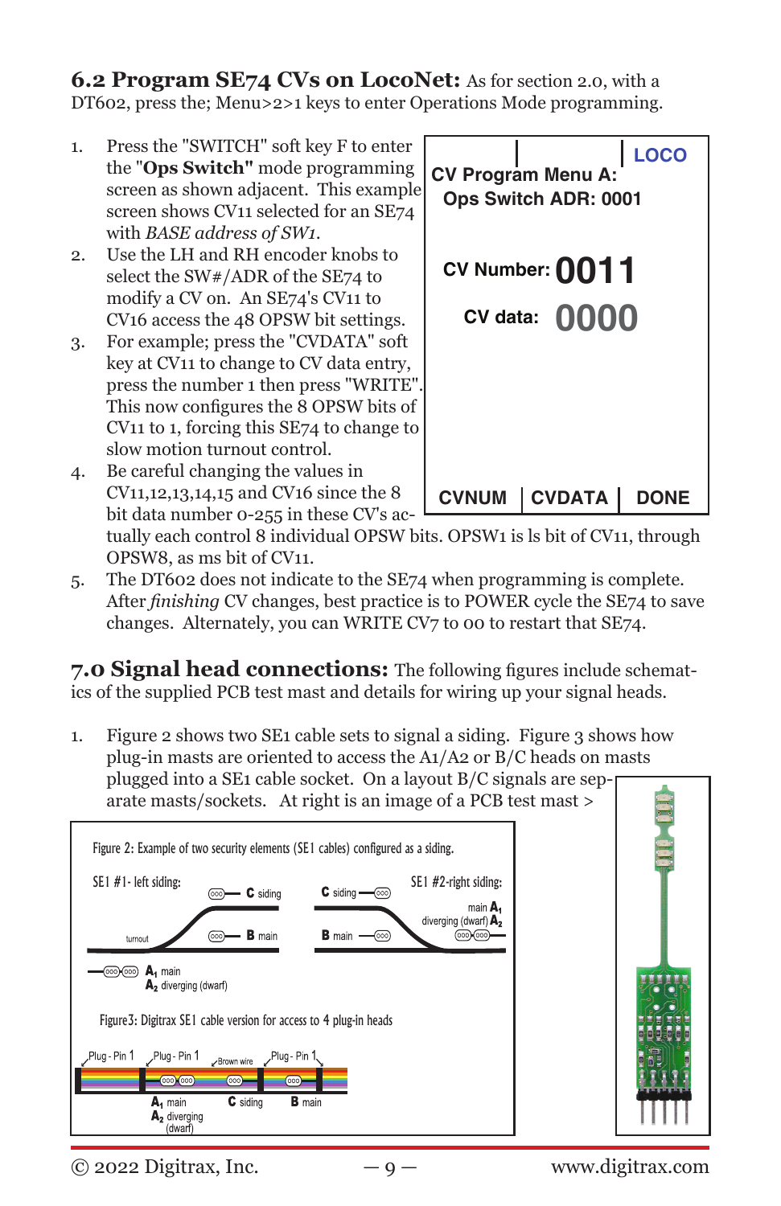## 6.2 Program SE74 CVs on LocoNet:

As for section 2.0, with a DT602, press the; Menu>2>1 keys to enter Operations Mode programming.

1. Press the "SWITCH" soft key F to enter the "**Ops Switch"** mode programming screen as shown adjacent. This example screen shows CV11 selected for an SE74 with *BASE address of SW1*.
2. Use the LH and RH encoder knobs to select the SW#/ADR of the SE74 to modify a CV on. An SE74's CV11 to CV16 access the 48 OPSW bit settings.
3. For example; press the "CVDATA" soft key at CV11 to change to CV data entry, press the number 1 then press "WRITE". This now configures the 8 OPSW bits of CV11 to 1, forcing this SE74 to change to slow motion turnout control.
4. Be careful changing the values in CV11,12,13,14,15 and CV16 since the 8 bit data number 0-255 in these CV's actually each control 8 individual OPSW bits. OPSW1 is ls bit of CV11, through OPSW8, as ms bit of CV11.
5. The DT602 does not indicate to the SE74 when programming is complete. After *finishing* CV changes, best practice is to POWER cycle the SE74 to save changes. Alternately, you can WRITE CV7 to 00 to restart that SE74.

LOCO
CV Program Menu A:
Ops Switch ADR: 0001
CV Number: 0011
CV data: 0000
CVNUM | CVDATA | DONE

## 7.0 Signal head connections:

The following figures include schematics of the supplied PCB test mast and details for wiring up your signal heads.

1. Figure 2 shows two SE1 cable sets to signal a siding. Figure 3 shows how plug-in masts are oriented to access the A1/A2 or B/C heads on masts plugged into a SE1 cable socket. On a layout B/C signals are separate masts/sockets. At right is an image of a PCB test mast >

Figure 2: Example of two security elements (SE1 cables) configured as a siding.

SE1 #1- left siding: turnout, C siding, B main, $A_1$ main, $A_2$ diverging (dwarf)

SE1 #2-right siding: C siding, B main, main $A_1$, diverging (dwarf) $A_2$

Figure3: Digitrax SE1 cable version for access to 4 plug-in heads

Plug - Pin 1, Plug - Pin 1, Brown wire, Plug - Pin 1

$A_1$ main, $A_2$ diverging (dwarf), C siding, B main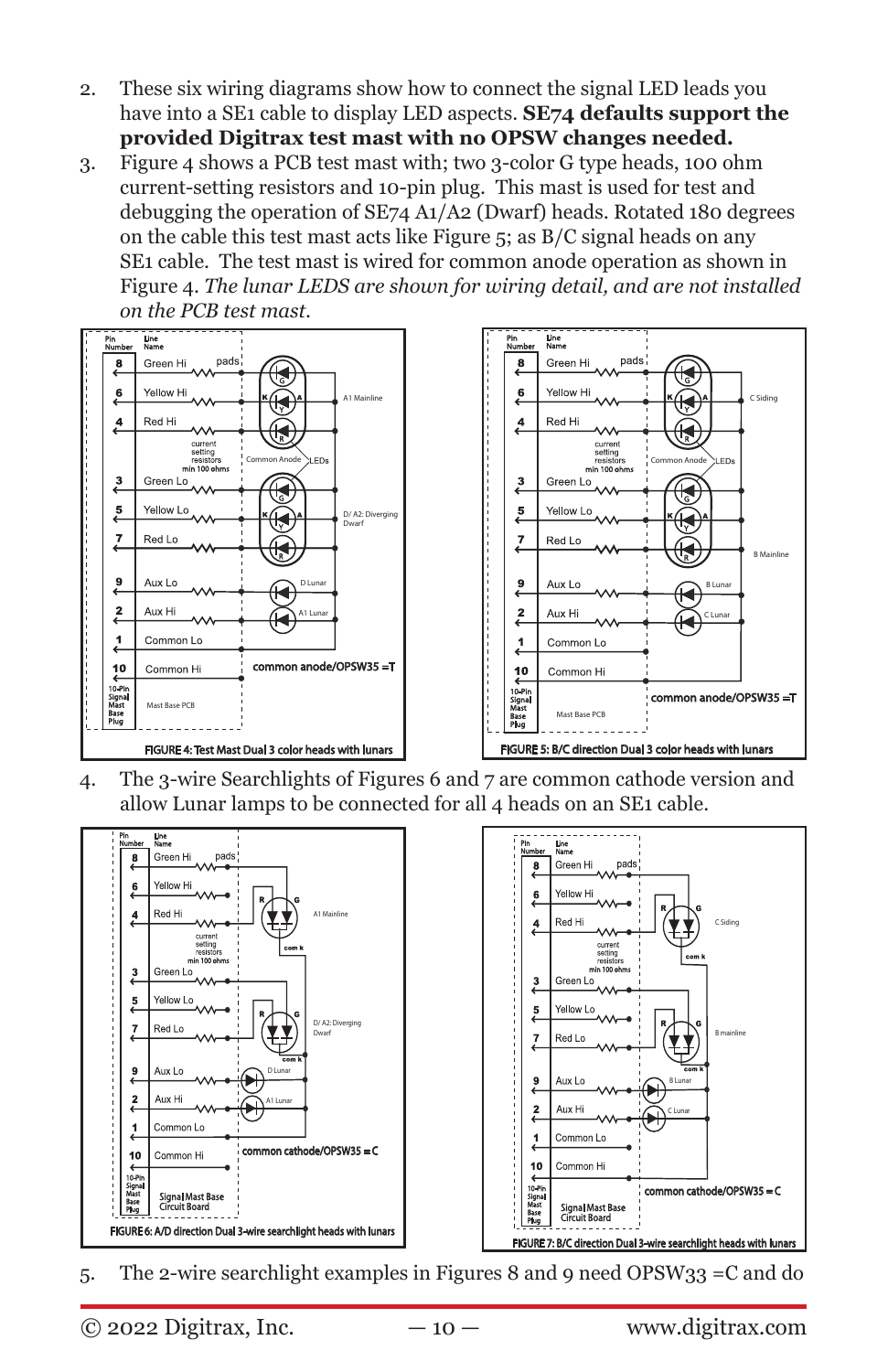2. These six wiring diagrams show how to connect the signal LED leads you have into a SE1 cable to display LED aspects. **SE74 defaults support the provided Digitrax test mast with no OPSW changes needed.**
3. Figure 4 shows a PCB test mast with; two 3-color G type heads, 100 ohm current-setting resistors and 10-pin plug. This mast is used for test and debugging the operation of SE74 A1/A2 (Dwarf) heads. Rotated 180 degrees on the cable this test mast acts like Figure 5; as B/C signal heads on any SE1 cable. The test mast is wired for common anode operation as shown in Figure 4. *The lunar LEDS are shown for wiring detail, and are not installed on the PCB test mast.*

FIGURE 4: Test Mast Dual 3 color heads with lunars

FIGURE 5: B/C direction Dual 3 color heads with lunars

4. The 3-wire Searchlights of Figures 6 and 7 are common cathode version and allow Lunar lamps to be connected for all 4 heads on an SE1 cable.

FIGURE 6: A/D direction Dual 3-wire searchlight heads with lunars

FIGURE 7: B/C direction Dual 3-wire searchlight heads with lunars

5. The 2-wire searchlight examples in Figures 8 and 9 need OPSW33 =C and do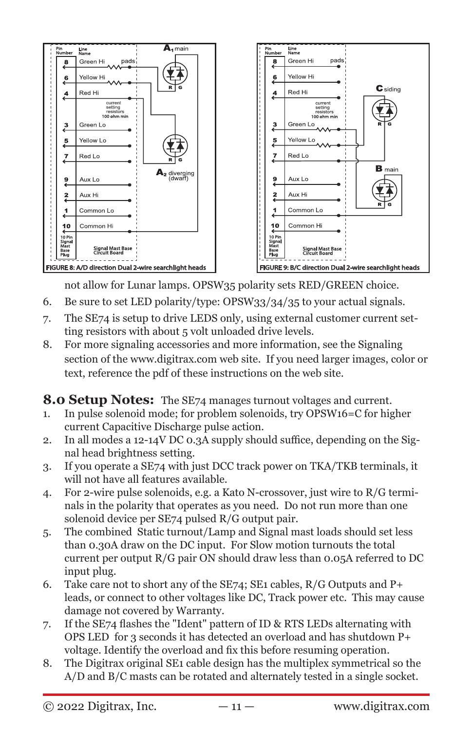FIGURE 8: A/D direction Dual 2-wire searchlight heads

FIGURE 9: B/C direction Dual 2-wire searchlight heads

not allow for Lunar lamps. OPSW35 polarity sets RED/GREEN choice.

6. Be sure to set LED polarity/type: OPSW33/34/35 to your actual signals.
7. The SE74 is setup to drive LEDS only, using external customer current setting resistors with about 5 volt unloaded drive levels.
8. For more signaling accessories and more information, see the Signaling section of the www.digitrax.com web site. If you need larger images, color or text, reference the pdf of these instructions on the web site.

## 8.0 Setup Notes:

The SE74 manages turnout voltages and current.

1. In pulse solenoid mode; for problem solenoids, try OPSW16=C for higher current Capacitive Discharge pulse action.
2. In all modes a 12-14V DC 0.3A supply should suffice, depending on the Signal head brightness setting.
3. If you operate a SE74 with just DCC track power on TKA/TKB terminals, it will not have all features available.
4. For 2-wire pulse solenoids, e.g. a Kato N-crossover, just wire to R/G terminals in the polarity that operates as you need. Do not run more than one solenoid device per SE74 pulsed R/G output pair.
5. The combined Static turnout/Lamp and Signal mast loads should set less than 0.30A draw on the DC input. For Slow motion turnouts the total current per output R/G pair ON should draw less than 0.05A referred to DC input plug.
6. Take care not to short any of the SE74; SE1 cables, R/G Outputs and P+ leads, or connect to other voltages like DC, Track power etc. This may cause damage not covered by Warranty.
7. If the SE74 flashes the "Ident" pattern of ID & RTS LEDs alternating with OPS LED for 3 seconds it has detected an overload and has shutdown P+ voltage. Identify the overload and fix this before resuming operation.
8. The Digitrax original SE1 cable design has the multiplex symmetrical so the A/D and B/C masts can be rotated and alternately tested in a single socket.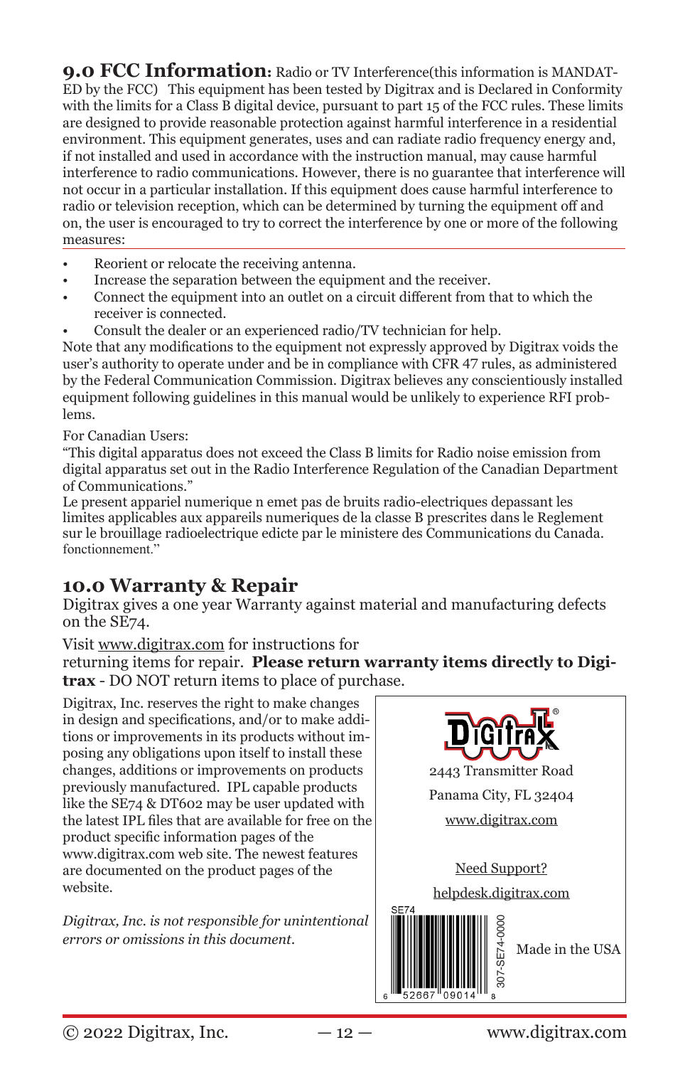## 9.0 FCC Information

**9.0 FCC Information:** Radio or TV Interference(this information is MANDATED by the FCC) This equipment has been tested by Digitrax and is Declared in Conformity with the limits for a Class B digital device, pursuant to part 15 of the FCC rules. These limits are designed to provide reasonable protection against harmful interference in a residential environment. This equipment generates, uses and can radiate radio frequency energy and, if not installed and used in accordance with the instruction manual, may cause harmful interference to radio communications. However, there is no guarantee that interference will not occur in a particular installation. If this equipment does cause harmful interference to radio or television reception, which can be determined by turning the equipment off and on, the user is encouraged to try to correct the interference by one or more of the following measures:

- Reorient or relocate the receiving antenna.
- Increase the separation between the equipment and the receiver.
- Connect the equipment into an outlet on a circuit different from that to which the receiver is connected.
- Consult the dealer or an experienced radio/TV technician for help.

Note that any modifications to the equipment not expressly approved by Digitrax voids the user's authority to operate under and be in compliance with CFR 47 rules, as administered by the Federal Communication Commission. Digitrax believes any conscientiously installed equipment following guidelines in this manual would be unlikely to experience RFI problems.

For Canadian Users:
"This digital apparatus does not exceed the Class B limits for Radio noise emission from digital apparatus set out in the Radio Interference Regulation of the Canadian Department of Communications."
Le present appariel numerique n emet pas de bruits radio-electriques depassant les limites applicables aux appareils numeriques de la classe B prescrites dans le Reglement sur le brouillage radioelectrique edicte par le ministere des Communications du Canada. fonctionnement."

## 10.0 Warranty & Repair

Digitrax gives a one year Warranty against material and manufacturing defects on the SE74.

Visit www.digitrax.com for instructions for returning items for repair. **Please return warranty items directly to Digitrax** - DO NOT return items to place of purchase.

Digitrax, Inc. reserves the right to make changes in design and specifications, and/or to make additions or improvements in its products without imposing any obligations upon itself to install these changes, additions or improvements on products previously manufactured. IPL capable products like the SE74 & DT602 may be updated with the latest IPL files that are available for free on the product specific information pages of the www.digitrax.com web site. The newest features are documented on the product pages of the website.

*Digitrax, Inc. is not responsible for unintentional errors or omissions in this document.*

Digitrax
2443 Transmitter Road
Panama City, FL 32404
www.digitrax.com

Need Support?
helpdesk.digitrax.com

SE74
6 52667 09014 8
307-SE74-0000
Made in the USA

© 2022 Digitrax, Inc.